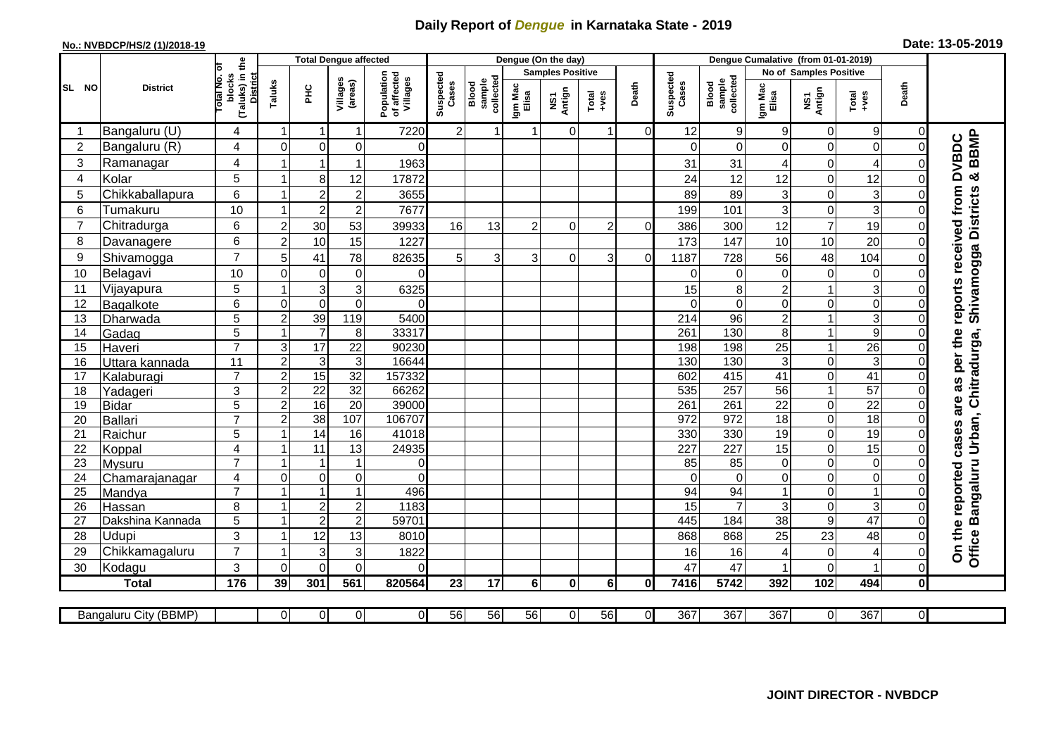# Daily Report of *Dengue* in Karnataka State - 2019

**No.: NVBDCP/HS/2 (1)/2018-19**

**Date: 13-05-2019**

| SL NO | District | Total No. of blocks (Taluks) in the District | Total Dengue affected | | | | Dengue (On the day) | | | | | | | Dengue Cumalative (from 01-01-2019) | | | | | | | |
|---|---|---|---|---|---|---|---|---|---|---|---|---|---|---|---|---|---|---|---|---|
| | | | Taluks | PHC | Villages (areas) | Population of affected Villages | Suspected Cases | Blood sample collected | Samples Positive | | | Death | Suspected Cases | Blood sample collected | No of Samples Positive | | | Death | |
| | | | | | | | | | Igm Mac Elisa | NS1 Antign | Total +ves | | | | Igm Mac Elisa | NS1 Antign | Total +ves | | |
| 1 | Bangaluru (U) | 4 | 1 | 1 | 1 | 7220 | 2 | 1 | 1 | 0 | 1 | 0 | 12 | 9 | 9 | 0 | 9 | 0 | On the reported cases are as per the reports received from DVBDC Office Bangaluru Urban, Chitradurga, Shivamogga Districts & BBMP |
| 2 | Bangaluru (R) | 4 | 0 | 0 | 0 | 0 | | | | | | | 0 | 0 | 0 | 0 | 0 | 0 | |
| 3 | Ramanagar | 4 | 1 | 1 | 1 | 1963 | | | | | | | 31 | 31 | 4 | 0 | 4 | 0 | |
| 4 | Kolar | 5 | 1 | 8 | 12 | 17872 | | | | | | | 24 | 12 | 12 | 0 | 12 | 0 | |
| 5 | Chikkaballapura | 6 | 1 | 2 | 2 | 3655 | | | | | | | 89 | 89 | 3 | 0 | 3 | 0 | |
| 6 | Tumakuru | 10 | 1 | 2 | 2 | 7677 | | | | | | | 199 | 101 | 3 | 0 | 3 | 0 | |
| 7 | Chitradurga | 6 | 2 | 30 | 53 | 39933 | 16 | 13 | 2 | 0 | 2 | 0 | 386 | 300 | 12 | 7 | 19 | 0 | |
| 8 | Davanagere | 6 | 2 | 10 | 15 | 1227 | | | | | | | 173 | 147 | 10 | 10 | 20 | 0 | |
| 9 | Shivamogga | 7 | 5 | 41 | 78 | 82635 | 5 | 3 | 3 | 0 | 3 | 0 | 1187 | 728 | 56 | 48 | 104 | 0 | |
| 10 | Belagavi | 10 | 0 | 0 | 0 | 0 | | | | | | | 0 | 0 | 0 | 0 | 0 | 0 | |
| 11 | Vijayapura | 5 | 1 | 3 | 3 | 6325 | | | | | | | 15 | 8 | 2 | 1 | 3 | 0 | |
| 12 | Bagalkote | 6 | 0 | 0 | 0 | 0 | | | | | | | 0 | 0 | 0 | 0 | 0 | 0 | |
| 13 | Dharwada | 5 | 2 | 39 | 119 | 5400 | | | | | | | 214 | 96 | 2 | 1 | 3 | 0 | |
| 14 | Gadag | 5 | 1 | 7 | 8 | 33317 | | | | | | | 261 | 130 | 8 | 1 | 9 | 0 | |
| 15 | Haveri | 7 | 3 | 17 | 22 | 90230 | | | | | | | 198 | 198 | 25 | 1 | 26 | 0 | |
| 16 | Uttara kannada | 11 | 2 | 3 | 3 | 16644 | | | | | | | 130 | 130 | 3 | 0 | 3 | 0 | |
| 17 | Kalaburagi | 7 | 2 | 15 | 32 | 157332 | | | | | | | 602 | 415 | 41 | 0 | 41 | 0 | |
| 18 | Yadageri | 3 | 2 | 22 | 32 | 66262 | | | | | | | 535 | 257 | 56 | 1 | 57 | 0 | |
| 19 | Bidar | 5 | 2 | 16 | 20 | 39000 | | | | | | | 261 | 261 | 22 | 0 | 22 | 0 | |
| 20 | Ballari | 7 | 2 | 38 | 107 | 106707 | | | | | | | 972 | 972 | 18 | 0 | 18 | 0 | |
| 21 | Raichur | 5 | 1 | 14 | 16 | 41018 | | | | | | | 330 | 330 | 19 | 0 | 19 | 0 | |
| 22 | Koppal | 4 | 1 | 11 | 13 | 24935 | | | | | | | 227 | 227 | 15 | 0 | 15 | 0 | |
| 23 | Mysuru | 7 | 1 | 1 | 1 | 0 | | | | | | | 85 | 85 | 0 | 0 | 0 | 0 | |
| 24 | Chamarajanagar | 4 | 0 | 0 | 0 | 0 | | | | | | | 0 | 0 | 0 | 0 | 0 | 0 | |
| 25 | Mandya | 7 | 1 | 1 | 1 | 496 | | | | | | | 94 | 94 | 1 | 0 | 1 | 0 | |
| 26 | Hassan | 8 | 1 | 2 | 2 | 1183 | | | | | | | 15 | 7 | 3 | 0 | 3 | 0 | |
| 27 | Dakshina Kannada | 5 | 1 | 2 | 2 | 59701 | | | | | | | 445 | 184 | 38 | 9 | 47 | 0 | |
| 28 | Udupi | 3 | 1 | 12 | 13 | 8010 | | | | | | | 868 | 868 | 25 | 23 | 48 | 0 | |
| 29 | Chikkamagaluru | 7 | 1 | 3 | 3 | 1822 | | | | | | | 16 | 16 | 4 | 0 | 4 | 0 | |
| 30 | Kodagu | 3 | 0 | 0 | 0 | 0 | | | | | | | 47 | 47 | 1 | 0 | 1 | 0 | |
| **Total** | | **176** | **39** | **301** | **561** | **820564** | **23** | **17** | **6** | **0** | **6** | **0** | **7416** | **5742** | **392** | **102** | **494** | **0** | |

| Bangaluru City (BBMP) | | 0 | 0 | 0 | 0 | 56 | 56 | 56 | 0 | 56 | 0 | 367 | 367 | 367 | 0 | 367 | 0 |
|---|---|---|---|---|---|---|---|---|---|---|---|---|---|---|---|---|---|

**JOINT DIRECTOR - NVBDCP**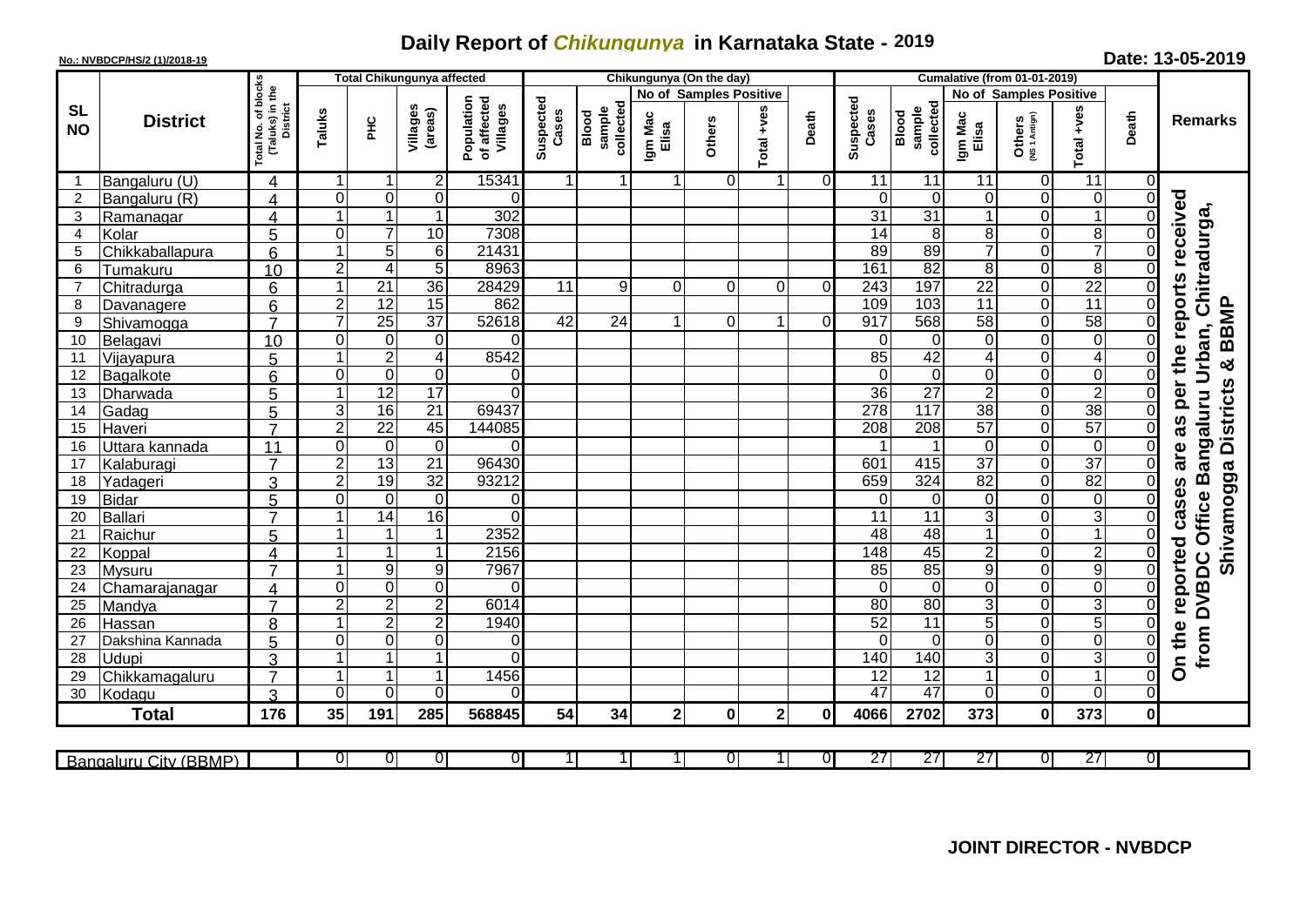# Daily Report of *Chikungunya* in Karnataka State - 2019

**No.: NVBDCP/HS/2 (1)/2018-19**

**Date: 13-05-2019**

| SL NO | District | Total No. of blocks (Taluks) in the District | Total Chikungunya affected | | | | Chikungunya (On the day) | | | | | | Cumalative (from 01-01-2019) | | | | | | Remarks |
|---|---|---|---|---|---|---|---|---|---|---|---|---|---|---|---|---|---|---|---|
| | | | | | | | | | No of Samples Positive | | | | | | No of Samples Positive | | | | |
| | | | Taluks | PHC | Villages (areas) | Population of affected Villages | Suspected Cases | Blood sample collected | Igm Mac Elisa | Others | Total +ves | Death | Suspected Cases | Blood sample collected | Igm Mac Elisa | Others (NS 1 Antign) | Total +ves | Death | |
| 1 | Bangaluru (U) | 4 | 1 | 1 | 2 | 15341 | 1 | 1 | 1 | 0 | 1 | 0 | 11 | 11 | 11 | 0 | 11 | 0 | On the reported cases are as per the reports received from DVBDC Office Bangaluru Urban, Chitradurga, Shivamogga Districts & BBMP |
| 2 | Bangaluru (R) | 4 | 0 | 0 | 0 | 0 | | | | | | | 0 | 0 | 0 | 0 | 0 | 0 | |
| 3 | Ramanagar | 4 | 1 | 1 | 1 | 302 | | | | | | | 31 | 31 | 1 | 0 | 1 | 0 | |
| 4 | Kolar | 5 | 0 | 7 | 10 | 7308 | | | | | | | 14 | 8 | 8 | 0 | 8 | 0 | |
| 5 | Chikkaballapura | 6 | 1 | 5 | 6 | 21431 | | | | | | | 89 | 89 | 7 | 0 | 7 | 0 | |
| 6 | Tumakuru | 10 | 2 | 4 | 5 | 8963 | | | | | | | 161 | 82 | 8 | 0 | 8 | 0 | |
| 7 | Chitradurga | 6 | 1 | 21 | 36 | 28429 | 11 | 9 | 0 | 0 | 0 | 0 | 243 | 197 | 22 | 0 | 22 | 0 | |
| 8 | Davanagere | 6 | 2 | 12 | 15 | 862 | | | | | | | 109 | 103 | 11 | 0 | 11 | 0 | |
| 9 | Shivamogga | 7 | 7 | 25 | 37 | 52618 | 42 | 24 | 1 | 0 | 1 | 0 | 917 | 568 | 58 | 0 | 58 | 0 | |
| 10 | Belagavi | 10 | 0 | 0 | 0 | 0 | | | | | | | 0 | 0 | 0 | 0 | 0 | 0 | |
| 11 | Vijayapura | 5 | 1 | 2 | 4 | 8542 | | | | | | | 85 | 42 | 4 | 0 | 4 | 0 | |
| 12 | Bagalkote | 6 | 0 | 0 | 0 | 0 | | | | | | | 0 | 0 | 0 | 0 | 0 | 0 | |
| 13 | Dharwada | 5 | 1 | 12 | 17 | 0 | | | | | | | 36 | 27 | 2 | 0 | 2 | 0 | |
| 14 | Gadag | 5 | 3 | 16 | 21 | 69437 | | | | | | | 278 | 117 | 38 | 0 | 38 | 0 | |
| 15 | Haveri | 7 | 2 | 22 | 45 | 144085 | | | | | | | 208 | 208 | 57 | 0 | 57 | 0 | |
| 16 | Uttara kannada | 11 | 0 | 0 | 0 | 0 | | | | | | | 1 | 1 | 0 | 0 | 0 | 0 | |
| 17 | Kalaburagi | 7 | 2 | 13 | 21 | 96430 | | | | | | | 601 | 415 | 37 | 0 | 37 | 0 | |
| 18 | Yadageri | 3 | 2 | 19 | 32 | 93212 | | | | | | | 659 | 324 | 82 | 0 | 82 | 0 | |
| 19 | Bidar | 5 | 0 | 0 | 0 | 0 | | | | | | | 0 | 0 | 0 | 0 | 0 | 0 | |
| 20 | Ballari | 7 | 1 | 14 | 16 | 0 | | | | | | | 11 | 11 | 3 | 0 | 3 | 0 | |
| 21 | Raichur | 5 | 1 | 1 | 1 | 2352 | | | | | | | 48 | 48 | 1 | 0 | 1 | 0 | |
| 22 | Koppal | 4 | 1 | 1 | 1 | 2156 | | | | | | | 148 | 45 | 2 | 0 | 2 | 0 | |
| 23 | Mysuru | 7 | 1 | 9 | 9 | 7967 | | | | | | | 85 | 85 | 9 | 0 | 9 | 0 | |
| 24 | Chamarajanagar | 4 | 0 | 0 | 0 | 0 | | | | | | | 0 | 0 | 0 | 0 | 0 | 0 | |
| 25 | Mandya | 7 | 2 | 2 | 2 | 6014 | | | | | | | 80 | 80 | 3 | 0 | 3 | 0 | |
| 26 | Hassan | 8 | 1 | 2 | 2 | 1940 | | | | | | | 52 | 11 | 5 | 0 | 5 | 0 | |
| 27 | Dakshina Kannada | 5 | 0 | 0 | 0 | 0 | | | | | | | 0 | 0 | 0 | 0 | 0 | 0 | |
| 28 | Udupi | 3 | 1 | 1 | 1 | 0 | | | | | | | 140 | 140 | 3 | 0 | 3 | 0 | |
| 29 | Chikkamagaluru | 7 | 1 | 1 | 1 | 1456 | | | | | | | 12 | 12 | 1 | 0 | 1 | 0 | |
| 30 | Kodagu | 3 | 0 | 0 | 0 | 0 | | | | | | | 47 | 47 | 0 | 0 | 0 | 0 | |
| | **Total** | **176** | **35** | **191** | **285** | **568845** | **54** | **34** | **2** | **0** | **2** | **0** | **4066** | **2702** | **373** | **0** | **373** | **0** | |

| | | | | | | | | | | | | | | | | | |
|---|---|---|---|---|---|---|---|---|---|---|---|---|---|---|---|---|---|
| Bangaluru City (BBMP) | | 0 | 0 | 0 | 0 | 1 | 1 | 1 | 0 | 1 | 0 | 27 | 27 | 27 | 0 | 27 | 0 |

**JOINT DIRECTOR - NVBDCP**